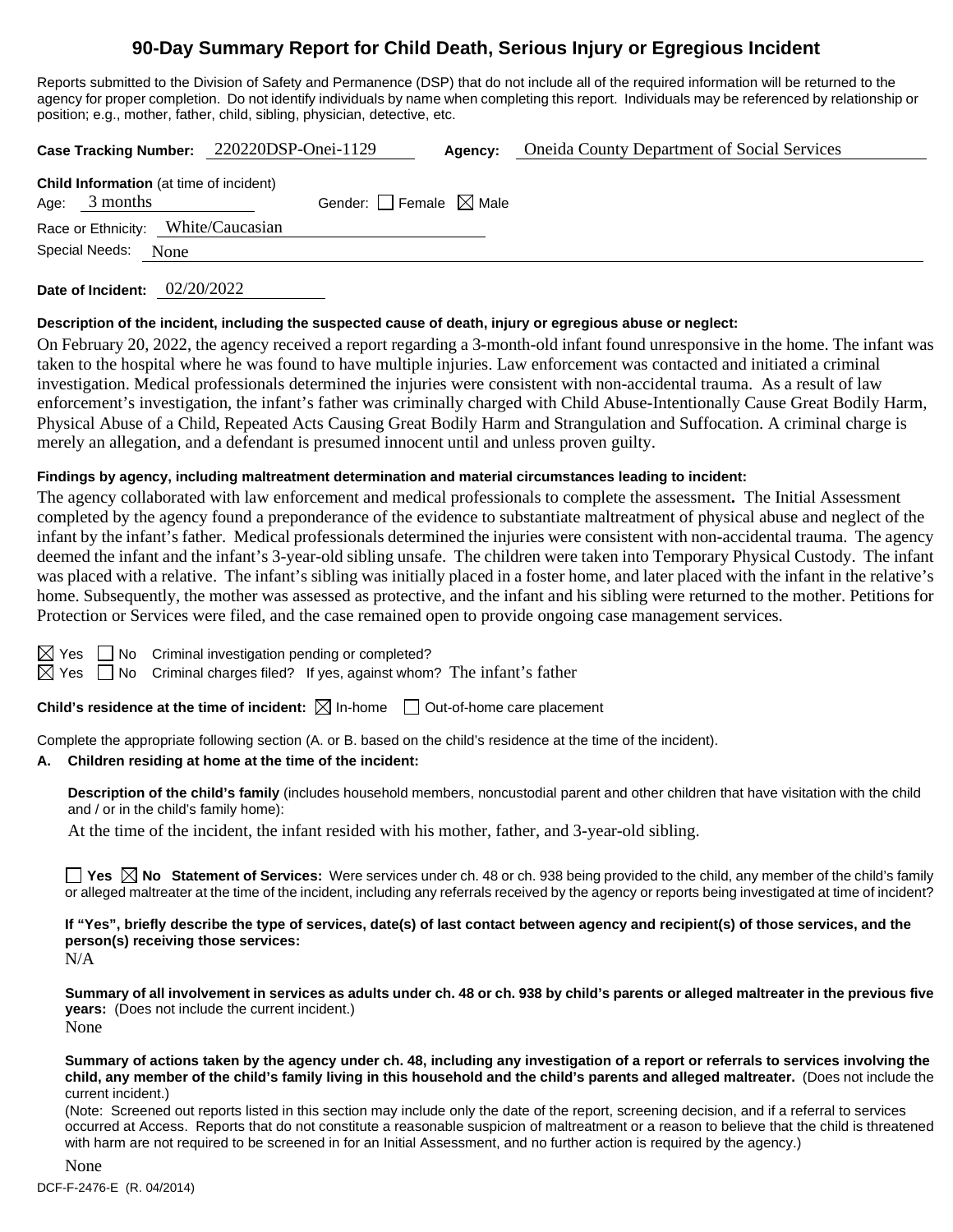# 90-Day Summary Report for Child Death, Serious Injury or Egregious Incident

Reports submitted to the Division of Safety and Permanence (DSP) that do not include all of the required information will be returned to the agency for proper completion. Do not identify individuals by name when completing this report. Individuals may be referenced by relationship or position; e.g., mother, father, child, sibling, physician, detective, etc.

**Case Tracking Number:** 220220DSP-Onei-1129 **Agency:** Oneida County Department of Social Services

**Child Information** (at time of incident)

Age: 3 months Gender: ☐ Female ☒ Male

Race or Ethnicity: White/Caucasian

Special Needs: None

**Date of Incident:** 02/20/2022

**Description of the incident, including the suspected cause of death, injury or egregious abuse or neglect:**

On February 20, 2022, the agency received a report regarding a 3-month-old infant found unresponsive in the home. The infant was taken to the hospital where he was found to have multiple injuries. Law enforcement was contacted and initiated a criminal investigation. Medical professionals determined the injuries were consistent with non-accidental trauma. As a result of law enforcement's investigation, the infant's father was criminally charged with Child Abuse-Intentionally Cause Great Bodily Harm, Physical Abuse of a Child, Repeated Acts Causing Great Bodily Harm and Strangulation and Suffocation. A criminal charge is merely an allegation, and a defendant is presumed innocent until and unless proven guilty.

**Findings by agency, including maltreatment determination and material circumstances leading to incident:**

The agency collaborated with law enforcement and medical professionals to complete the assessment**.** The Initial Assessment completed by the agency found a preponderance of the evidence to substantiate maltreatment of physical abuse and neglect of the infant by the infant's father. Medical professionals determined the injuries were consistent with non-accidental trauma. The agency deemed the infant and the infant's 3-year-old sibling unsafe. The children were taken into Temporary Physical Custody. The infant was placed with a relative. The infant's sibling was initially placed in a foster home, and later placed with the infant in the relative's home. Subsequently, the mother was assessed as protective, and the infant and his sibling were returned to the mother. Petitions for Protection or Services were filed, and the case remained open to provide ongoing case management services.

☒ Yes ☐ No Criminal investigation pending or completed?

☒ Yes ☐ No Criminal charges filed? If yes, against whom? The infant's father

**Child's residence at the time of incident:** ☒ In-home ☐ Out-of-home care placement

Complete the appropriate following section (A. or B. based on the child's residence at the time of the incident).

**A. Children residing at home at the time of the incident:**

**Description of the child's family** (includes household members, noncustodial parent and other children that have visitation with the child and / or in the child's family home):

At the time of the incident, the infant resided with his mother, father, and 3-year-old sibling.

☐ **Yes** ☒ **No Statement of Services:** Were services under ch. 48 or ch. 938 being provided to the child, any member of the child's family or alleged maltreater at the time of the incident, including any referrals received by the agency or reports being investigated at time of incident?

**If "Yes", briefly describe the type of services, date(s) of last contact between agency and recipient(s) of those services, and the person(s) receiving those services:**

N/A

**Summary of all involvement in services as adults under ch. 48 or ch. 938 by child's parents or alleged maltreater in the previous five years:** (Does not include the current incident.)

None

**Summary of actions taken by the agency under ch. 48, including any investigation of a report or referrals to services involving the child, any member of the child's family living in this household and the child's parents and alleged maltreater.** (Does not include the current incident.)

(Note: Screened out reports listed in this section may include only the date of the report, screening decision, and if a referral to services occurred at Access. Reports that do not constitute a reasonable suspicion of maltreatment or a reason to believe that the child is threatened with harm are not required to be screened in for an Initial Assessment, and no further action is required by the agency.)

None

DCF-F-2476-E (R. 04/2014)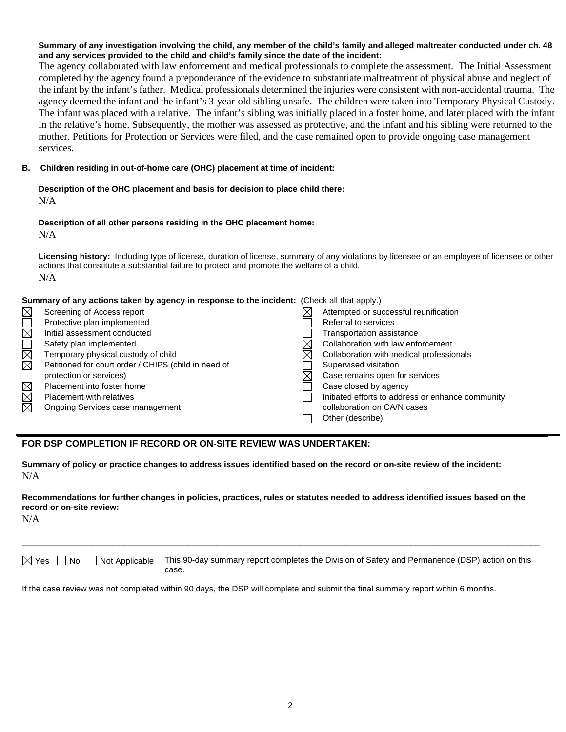**Summary of any investigation involving the child, any member of the child's family and alleged maltreater conducted under ch. 48 and any services provided to the child and child's family since the date of the incident:**

The agency collaborated with law enforcement and medical professionals to complete the assessment. The Initial Assessment completed by the agency found a preponderance of the evidence to substantiate maltreatment of physical abuse and neglect of the infant by the infant's father. Medical professionals determined the injuries were consistent with non-accidental trauma. The agency deemed the infant and the infant's 3-year-old sibling unsafe. The children were taken into Temporary Physical Custody. The infant was placed with a relative. The infant's sibling was initially placed in a foster home, and later placed with the infant in the relative's home. Subsequently, the mother was assessed as protective, and the infant and his sibling were returned to the mother. Petitions for Protection or Services were filed, and the case remained open to provide ongoing case management services.

**B. Children residing in out-of-home care (OHC) placement at time of incident:**

**Description of the OHC placement and basis for decision to place child there:**

N/A

**Description of all other persons residing in the OHC placement home:**

N/A

**Licensing history:** Including type of license, duration of license, summary of any violations by licensee or an employee of licensee or other actions that constitute a substantial failure to protect and promote the welfare of a child.

N/A

**Summary of any actions taken by agency in response to the incident:** (Check all that apply.)

- ☒ Screening of Access report
- ☐ Protective plan implemented
- ☒ Initial assessment conducted
- ☐ Safety plan implemented
- ☒ Temporary physical custody of child
- ☒ Petitioned for court order / CHIPS (child in need of protection or services)
- ☒ Placement into foster home
- ☒ Placement with relatives
- ☒ Ongoing Services case management
- ☒ Attempted or successful reunification
- ☐ Referral to services
- ☐ Transportation assistance
- ☒ Collaboration with law enforcement
- ☒ Collaboration with medical professionals
- ☐ Supervised visitation
- ☒ Case remains open for services
- ☐ Case closed by agency
- ☐ Initiated efforts to address or enhance community collaboration on CA/N cases
- ☐ Other (describe):

## FOR DSP COMPLETION IF RECORD OR ON-SITE REVIEW WAS UNDERTAKEN:

**Summary of policy or practice changes to address issues identified based on the record or on-site review of the incident:**

N/A

**Recommendations for further changes in policies, practices, rules or statutes needed to address identified issues based on the record or on-site review:**

N/A

☒ Yes ☐ No ☐ Not Applicable This 90-day summary report completes the Division of Safety and Permanence (DSP) action on this case.

If the case review was not completed within 90 days, the DSP will complete and submit the final summary report within 6 months.